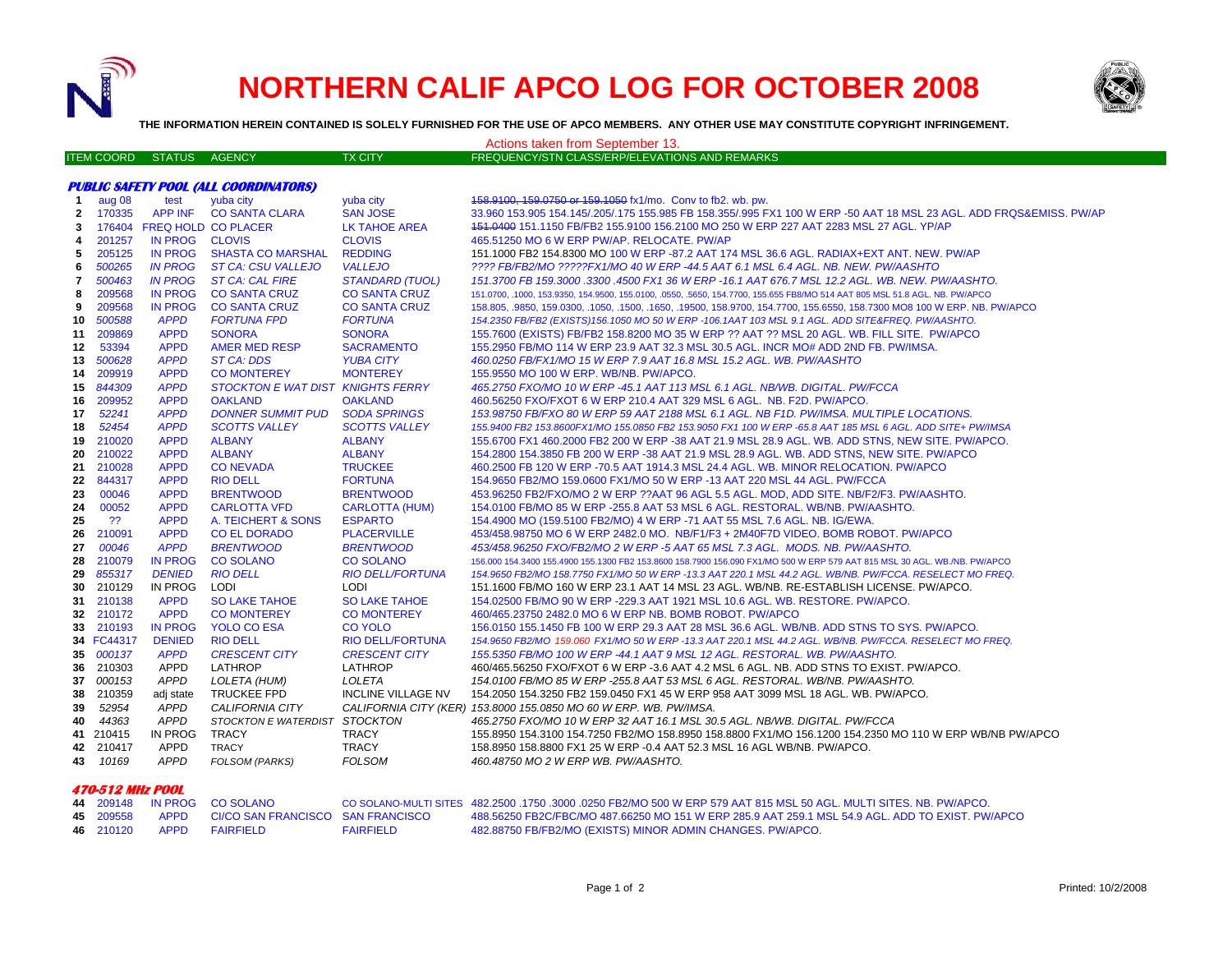# NORTHERN CALIF APCO LOG FOR OCTOBER 2008

**THE INFORMATION HEREIN CONTAINED IS SOLELY FURNISHED FOR THE USE OF APCO MEMBERS. ANY OTHER USE MAY CONSTITUTE COPYRIGHT INFRINGEMENT.**

Actions taken from September 13.

| | ITEM COORD | STATUS | AGENCY | TX CITY | FREQUENCY/STN CLASS/ERP/ELEVATIONS AND REMARKS |
|---|---|---|---|---|---|
| | ***PUBLIC SAFETY POOL (ALL COORDINATORS)*** | | | | |
| 1 | aug 08 | test | yuba city | yuba city | ~~158.9100, 159.0750 or 159.1050~~ fx1/mo. Conv to fb2. wb. pw. |
| 2 | 170335 | APP INF | CO SANTA CLARA | SAN JOSE | 33.960 153.905 154.145/.205/.175 155.985 FB 158.355/.995 FX1 100 W ERP -50 AAT 18 MSL 23 AGL. ADD FRQS&EMISS. PW/AP |
| 3 | 176404 | FREQ HOLD | CO PLACER | LK TAHOE AREA | ~~151.0400~~ 151.1150 FB/FB2 155.9100 156.2100 MO 250 W ERP 227 AAT 2283 MSL 27 AGL. YP/AP |
| 4 | 201257 | IN PROG | CLOVIS | CLOVIS | 465.51250 MO 6 W ERP PW/AP. RELOCATE. PW/AP |
| 5 | 205125 | IN PROG | SHASTA CO MARSHAL | REDDING | 151.1000 FB2 154.8300 MO 100 W ERP -87.2 AAT 174 MSL 36.6 AGL. RADIAX+EXT ANT. NEW. PW/AP |
| 6 | *500265* | *IN PROG* | *ST CA: CSU VALLEJO* | *VALLEJO* | *???? FB/FB2/MO ?????FX1/MO 40 W ERP -44.5 AAT 6.1 MSL 6.4 AGL. NB. NEW. PW/AASHTO* |
| 7 | *500463* | *IN PROG* | *ST CA: CAL FIRE* | *STANDARD (TUOL)* | *151.3700 FB 159.3000 .3300 .4500 FX1 36 W ERP -16.1 AAT 676.7 MSL 12.2 AGL. WB. NEW. PW/AASHTO.* |
| 8 | 209568 | IN PROG | CO SANTA CRUZ | CO SANTA CRUZ | 151.0700, .1000, 153.9350, 154.9500, 155.0100, .0550, .5650, 154.7700, 155.655 FB8/MO 514 AAT 805 MSL 51.8 AGL. NB. PW/APCO |
| 9 | 209568 | IN PROG | CO SANTA CRUZ | CO SANTA CRUZ | 158.805, .9850, 159.0300, .1050, .1500, .1650, .19500, 158.9700, 154.7700, 155.6550, 158.7300 MO8 100 W ERP. NB. PW/APCO |
| 10 | *500588* | *APPD* | *FORTUNA FPD* | *FORTUNA* | *154.2350 FB/FB2 (EXISTS)156.1050 MO 50 W ERP -106.1AAT 103 MSL 9.1 AGL. ADD SITE&FREQ. PW/AASHTO.* |
| 11 | 209869 | APPD | SONORA | SONORA | 155.7600 (EXISTS) FB/FB2 158.8200 MO 35 W ERP ?? AAT ?? MSL 20 AGL. WB. FILL SITE. PW/APCO |
| 12 | 53394 | APPD | AMER MED RESP | SACRAMENTO | 155.2950 FB/MO 114 W ERP 23.9 AAT 32.3 MSL 30.5 AGL. INCR MO# ADD 2ND FB. PW/IMSA. |
| 13 | *500628* | *APPD* | *ST CA: DDS* | *YUBA CITY* | *460.0250 FB/FX1/MO 15 W ERP 7.9 AAT 16.8 MSL 15.2 AGL. WB. PW/AASHTO* |
| 14 | 209919 | APPD | CO MONTEREY | MONTEREY | 155.9550 MO 100 W ERP. WB/NB. PW/APCO. |
| 15 | *844309* | *APPD* | *STOCKTON E WAT DIST* | *KNIGHTS FERRY* | *465.2750 FXO/MO 10 W ERP -45.1 AAT 113 MSL 6.1 AGL. NB/WB. DIGITAL. PW/FCCA* |
| 16 | 209952 | APPD | OAKLAND | OAKLAND | 460.56250 FXO/FXOT 6 W ERP 210.4 AAT 329 MSL 6 AGL. NB. F2D. PW/APCO. |
| 17 | *52241* | *APPD* | *DONNER SUMMIT PUD* | *SODA SPRINGS* | *153.98750 FB/FXO 80 W ERP 59 AAT 2188 MSL 6.1 AGL. NB F1D. PW/IMSA. MULTIPLE LOCATIONS.* |
| 18 | *52454* | *APPD* | *SCOTTS VALLEY* | *SCOTTS VALLEY* | *155.9400 FB2 153.8600FX1/MO 155.0850 FB2 153.9050 FX1 100 W ERP -65.8 AAT 185 MSL 6 AGL. ADD SITE+ PW/IMSA* |
| 19 | 210020 | APPD | ALBANY | ALBANY | 155.6700 FX1 460.2000 FB2 200 W ERP -38 AAT 21.9 MSL 28.9 AGL. WB. ADD STNS, NEW SITE. PW/APCO. |
| 20 | 210022 | APPD | ALBANY | ALBANY | 154.2800 154.3850 FB 200 W ERP -38 AAT 21.9 MSL 28.9 AGL. WB. ADD STNS, NEW SITE. PW/APCO |
| 21 | 210028 | APPD | CO NEVADA | TRUCKEE | 460.2500 FB 120 W ERP -70.5 AAT 1914.3 MSL 24.4 AGL. WB. MINOR RELOCATION. PW/APCO |
| 22 | 844317 | APPD | RIO DELL | FORTUNA | 154.9650 FB2/MO 159.0600 FX1/MO 50 W ERP -13 AAT 220 MSL 44 AGL. PW/FCCA |
| 23 | 00046 | APPD | BRENTWOOD | BRENTWOOD | 453.96250 FB2/FXO/MO 2 W ERP ??AAT 96 AGL 5.5 AGL. MOD, ADD SITE. NB/F2/F3. PW/AASHTO. |
| 24 | 00052 | APPD | CARLOTTA VFD | CARLOTTA (HUM) | 154.0100 FB/MO 85 W ERP -255.8 AAT 53 MSL 6 AGL. RESTORAL. WB/NB. PW/AASHTO. |
| 25 | ?? | APPD | A. TEICHERT & SONS | ESPARTO | 154.4900 MO (159.5100 FB2/MO) 4 W ERP -71 AAT 55 MSL 7.6 AGL. NB. IG/EWA. |
| 26 | 210091 | APPD | CO EL DORADO | PLACERVILLE | 453/458.98750 MO 6 W ERP 2482.0 MO. NB/F1/F3 + 2M40F7D VIDEO. BOMB ROBOT. PW/APCO |
| 27 | *00046* | *APPD* | *BRENTWOOD* | *BRENTWOOD* | *453/458.96250 FXO/FB2/MO 2 W ERP -5 AAT 65 MSL 7.3 AGL. MODS. NB. PW/AASHTO.* |
| 28 | 210079 | IN PROG | CO SOLANO | CO SOLANO | 156.000 154.3400 155.4900 155.1300 FB2 153.8600 158.7900 156.090 FX1/MO 500 W ERP 579 AAT 815 MSL 30 AGL. WB./NB. PW/APCO |
| 29 | *855317* | *DENIED* | *RIO DELL* | *RIO DELL/FORTUNA* | *154.9650 FB2/MO 158.7750 FX1/MO 50 W ERP -13.3 AAT 220.1 MSL 44.2 AGL. WB/NB. PW/FCCA. RESELECT MO FREQ.* |
| 30 | 210129 | IN PROG | LODI | LODI | 151.1600 FB/MO 160 W ERP 23.1 AAT 14 MSL 23 AGL. WB/NB. RE-ESTABLISH LICENSE. PW/APCO. |
| 31 | 210138 | APPD | SO LAKE TAHOE | SO LAKE TAHOE | 154.02500 FB/MO 90 W ERP -229.3 AAT 1921 MSL 10.6 AGL. WB. RESTORE. PW/APCO. |
| 32 | 210172 | APPD | CO MONTEREY | CO MONTEREY | 460/465.23750 2482.0 MO 6 W ERP NB. BOMB ROBOT. PW/APCO |
| 33 | 210193 | IN PROG | YOLO CO ESA | CO YOLO | 156.0150 155.1450 FB 100 W ERP 29.3 AAT 28 MSL 36.6 AGL. WB/NB. ADD STNS TO SYS. PW/APCO. |
| 34 | FC44317 | DENIED | RIO DELL | RIO DELL/FORTUNA | *154.9650 FB2/MO 159.060 FX1/MO 50 W ERP -13.3 AAT 220.1 MSL 44.2 AGL. WB/NB. PW/FCCA. RESELECT MO FREQ.* |
| 35 | *000137* | *APPD* | *CRESCENT CITY* | *CRESCENT CITY* | *155.5350 FB/MO 100 W ERP -44.1 AAT 9 MSL 12 AGL. RESTORAL. WB. PW/AASHTO.* |
| 36 | 210303 | APPD | LATHROP | LATHROP | 460/465.56250 FXO/FXOT 6 W ERP -3.6 AAT 4.2 MSL 6 AGL. NB. ADD STNS TO EXIST. PW/APCO. |
| 37 | *000153* | *APPD* | *LOLETA (HUM)* | *LOLETA* | *154.0100 FB/MO 85 W ERP -255.8 AAT 53 MSL 6 AGL. RESTORAL. WB/NB. PW/AASHTO.* |
| 38 | 210359 | adj state | TRUCKEE FPD | INCLINE VILLAGE NV | 154.2050 154.3250 FB2 159.0450 FX1 45 W ERP 958 AAT 3099 MSL 18 AGL. WB. PW/APCO. |
| 39 | *52954* | *APPD* | *CALIFORNIA CITY* | *CALIFORNIA CITY (KER)* | *153.8000 155.0850 MO 60 W ERP. WB. PW/IMSA.* |
| 40 | *44363* | *APPD* | *STOCKTON E WATERDIST* | *STOCKTON* | *465.2750 FXO/MO 10 W ERP 32 AAT 16.1 MSL 30.5 AGL. NB/WB. DIGITAL. PW/FCCA* |
| 41 | 210415 | IN PROG | TRACY | TRACY | 155.8950 154.3100 154.7250 FB2/MO 158.8950 158.8800 FX1/MO 156.1200 154.2350 MO 110 W ERP WB/NB PW/APCO |
| 42 | 210417 | APPD | TRACY | TRACY | 158.8950 158.8800 FX1 25 W ERP -0.4 AAT 52.3 MSL 16 AGL WB/NB. PW/APCO. |
| 43 | *10169* | *APPD* | *FOLSOM (PARKS)* | *FOLSOM* | *460.48750 MO 2 W ERP WB. PW/AASHTO.* |
| | ***470-512 MHz POOL*** | | | | |
| 44 | 209148 | IN PROG | CO SOLANO | CO SOLANO-MULTI SITES | 482.2500 .1750 .3000 .0250 FB2/MO 500 W ERP 579 AAT 815 MSL 50 AGL. MULTI SITES. NB. PW/APCO. |
| 45 | 209558 | APPD | CI/CO SAN FRANCISCO | SAN FRANCISCO | 488.56250 FB2C/FBC/MO 487.66250 MO 151 W ERP 285.9 AAT 259.1 MSL 54.9 AGL. ADD TO EXIST. PW/APCO |
| 46 | 210120 | APPD | FAIRFIELD | FAIRFIELD | 482.88750 FB/FB2/MO (EXISTS) MINOR ADMIN CHANGES. PW/APCO. |

Printed: 10/2/2008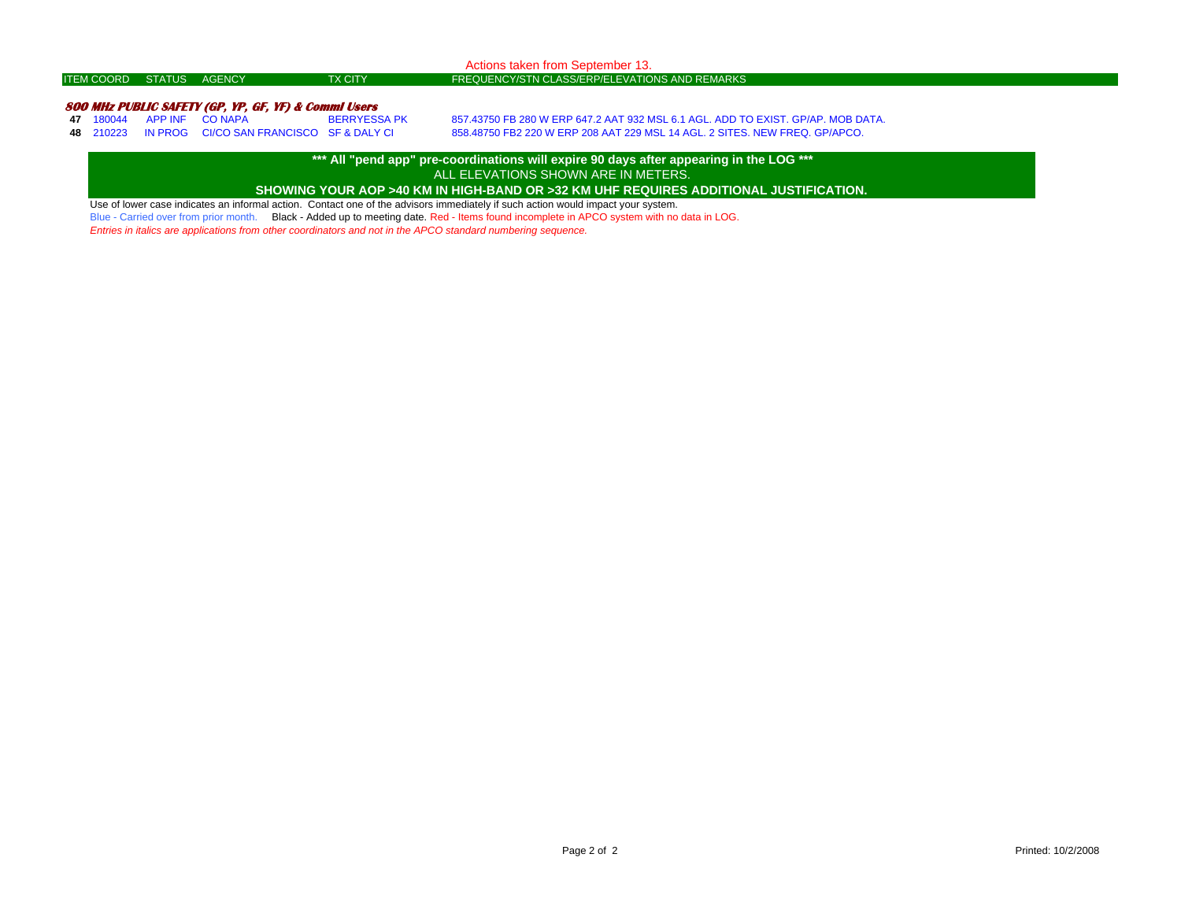Actions taken from September 13.

| ITEM | COORD | STATUS | AGENCY | TX CITY | FREQUENCY/STN CLASS/ERP/ELEVATIONS AND REMARKS |
|---|---|---|---|---|---|
| ***800 MHz PUBLIC SAFETY (GP, YP, GF, YF) & Comml Users*** | | | | | |
| **47** | 180044 | APP INF | CO NAPA | BERRYESSA PK | 857.43750 FB 280 W ERP 647.2 AAT 932 MSL 6.1 AGL. ADD TO EXIST. GP/AP. MOB DATA. |
| **48** | 210223 | IN PROG | CI/CO SAN FRANCISCO | SF & DALY CI | 858.48750 FB2 220 W ERP 208 AAT 229 MSL 14 AGL. 2 SITES. NEW FREQ. GP/APCO. |

**\*\*\* All "pend app" pre-coordinations will expire 90 days after appearing in the LOG \*\*\***

ALL ELEVATIONS SHOWN ARE IN METERS.

**SHOWING YOUR AOP >40 KM IN HIGH-BAND OR >32 KM UHF REQUIRES ADDITIONAL JUSTIFICATION.**

Use of lower case indicates an informal action. Contact one of the advisors immediately if such action would impact your system.

Blue - Carried over from prior month. Black - Added up to meeting date. Red - Items found incomplete in APCO system with no data in LOG.

*Entries in italics are applications from other coordinators and not in the APCO standard numbering sequence.*

Printed: 10/2/2008